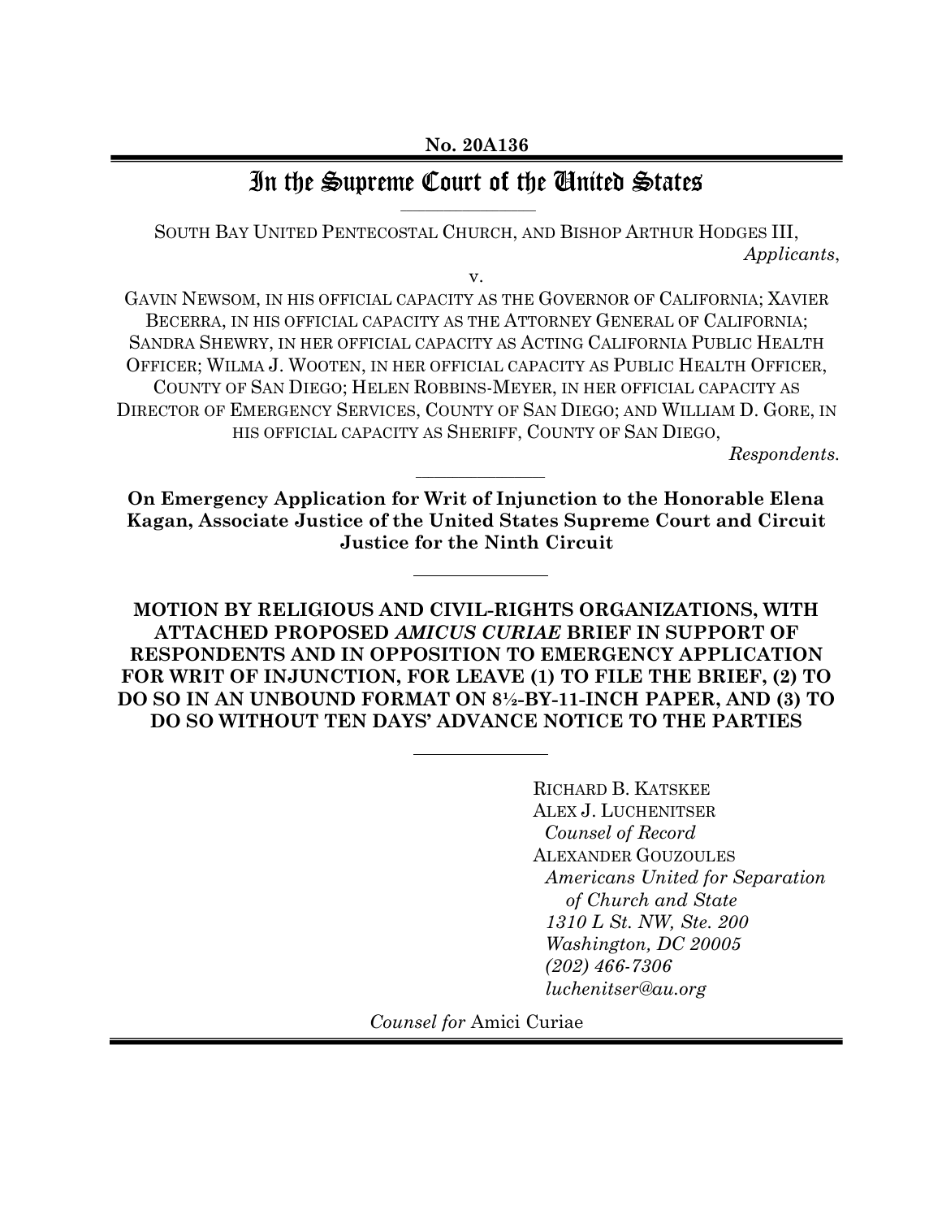**No. 20A136**

# In the Supreme Court of the United States

SOUTH BAY UNITED PENTECOSTAL CHURCH, AND BISHOP ARTHUR HODGES III,
*Applicants*,

v.

GAVIN NEWSOM, IN HIS OFFICIAL CAPACITY AS THE GOVERNOR OF CALIFORNIA; XAVIER BECERRA, IN HIS OFFICIAL CAPACITY AS THE ATTORNEY GENERAL OF CALIFORNIA; SANDRA SHEWRY, IN HER OFFICIAL CAPACITY AS ACTING CALIFORNIA PUBLIC HEALTH OFFICER; WILMA J. WOOTEN, IN HER OFFICIAL CAPACITY AS PUBLIC HEALTH OFFICER, COUNTY OF SAN DIEGO; HELEN ROBBINS-MEYER, IN HER OFFICIAL CAPACITY AS DIRECTOR OF EMERGENCY SERVICES, COUNTY OF SAN DIEGO; AND WILLIAM D. GORE, IN HIS OFFICIAL CAPACITY AS SHERIFF, COUNTY OF SAN DIEGO,
*Respondents.*

---

**On Emergency Application for Writ of Injunction to the Honorable Elena Kagan, Associate Justice of the United States Supreme Court and Circuit Justice for the Ninth Circuit**

---

**MOTION BY RELIGIOUS AND CIVIL-RIGHTS ORGANIZATIONS, WITH ATTACHED PROPOSED *AMICUS CURIAE* BRIEF IN SUPPORT OF RESPONDENTS AND IN OPPOSITION TO EMERGENCY APPLICATION FOR WRIT OF INJUNCTION, FOR LEAVE (1) TO FILE THE BRIEF, (2) TO DO SO IN AN UNBOUND FORMAT ON 8½-BY-11-INCH PAPER, AND (3) TO DO SO WITHOUT TEN DAYS' ADVANCE NOTICE TO THE PARTIES**

---

RICHARD B. KATSKEE
ALEX J. LUCHENITSER
*Counsel of Record*
ALEXANDER GOUZOULES
*Americans United for Separation of Church and State*
*1310 L St. NW, Ste. 200*
*Washington, DC 20005*
*(202) 466-7306*
*luchenitser@au.org*

*Counsel for* Amici Curiae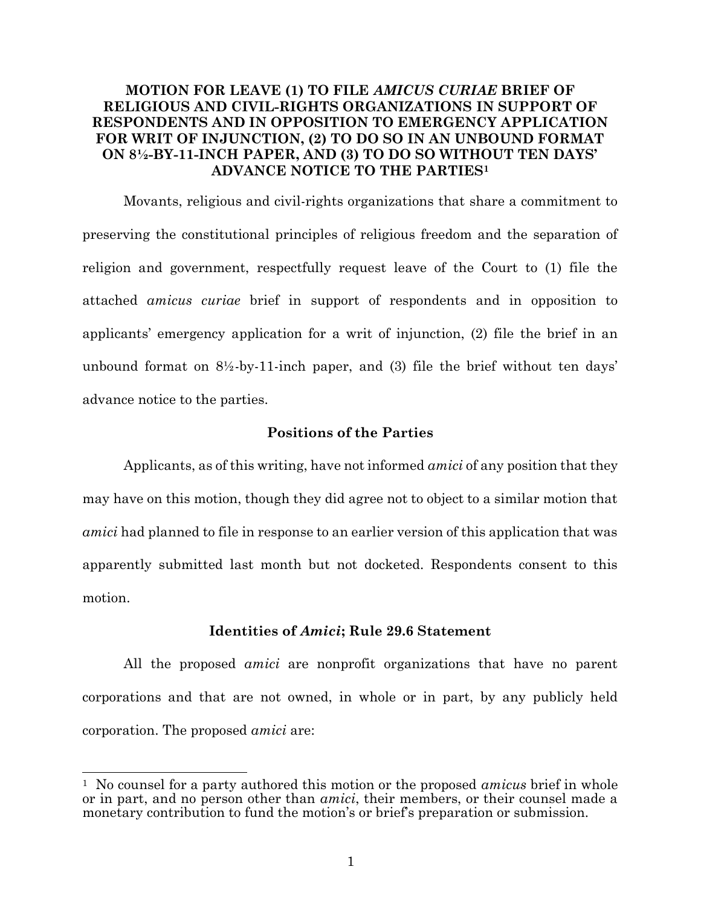# MOTION FOR LEAVE (1) TO FILE *AMICUS CURIAE* BRIEF OF RELIGIOUS AND CIVIL-RIGHTS ORGANIZATIONS IN SUPPORT OF RESPONDENTS AND IN OPPOSITION TO EMERGENCY APPLICATION FOR WRIT OF INJUNCTION, (2) TO DO SO IN AN UNBOUND FORMAT ON 8½-BY-11-INCH PAPER, AND (3) TO DO SO WITHOUT TEN DAYS' ADVANCE NOTICE TO THE PARTIES[1]

Movants, religious and civil-rights organizations that share a commitment to preserving the constitutional principles of religious freedom and the separation of religion and government, respectfully request leave of the Court to (1) file the attached *amicus curiae* brief in support of respondents and in opposition to applicants' emergency application for a writ of injunction, (2) file the brief in an unbound format on 8½-by-11-inch paper, and (3) file the brief without ten days' advance notice to the parties.

## Positions of the Parties

Applicants, as of this writing, have not informed *amici* of any position that they may have on this motion, though they did agree not to object to a similar motion that *amici* had planned to file in response to an earlier version of this application that was apparently submitted last month but not docketed. Respondents consent to this motion.

## Identities of *Amici*; Rule 29.6 Statement

All the proposed *amici* are nonprofit organizations that have no parent corporations and that are not owned, in whole or in part, by any publicly held corporation. The proposed *amici* are:

---

[1] No counsel for a party authored this motion or the proposed *amicus* brief in whole or in part, and no person other than *amici*, their members, or their counsel made a monetary contribution to fund the motion's or brief's preparation or submission.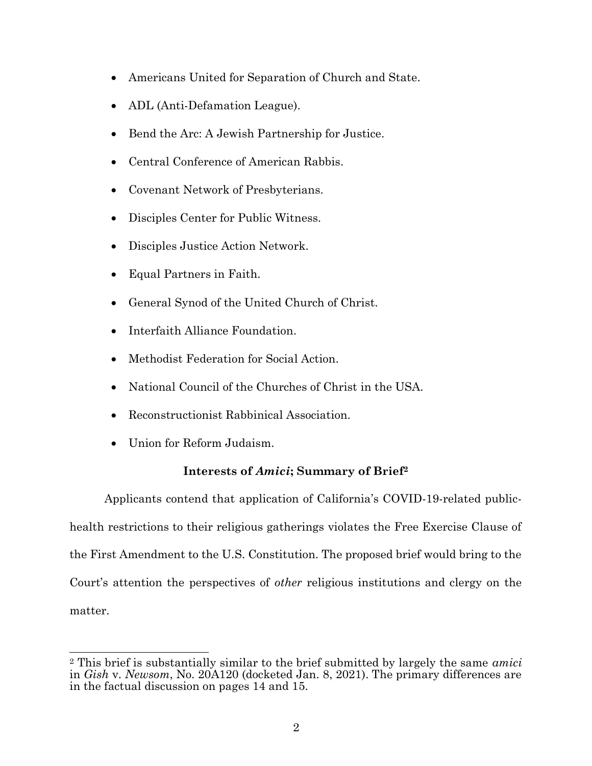- Americans United for Separation of Church and State.
- ADL (Anti-Defamation League).
- Bend the Arc: A Jewish Partnership for Justice.
- Central Conference of American Rabbis.
- Covenant Network of Presbyterians.
- Disciples Center for Public Witness.
- Disciples Justice Action Network.
- Equal Partners in Faith.
- General Synod of the United Church of Christ.
- Interfaith Alliance Foundation.
- Methodist Federation for Social Action.
- National Council of the Churches of Christ in the USA.
- Reconstructionist Rabbinical Association.
- Union for Reform Judaism.

## Interests of *Amici*; Summary of Brief[2]

Applicants contend that application of California's COVID-19-related public-health restrictions to their religious gatherings violates the Free Exercise Clause of the First Amendment to the U.S. Constitution. The proposed brief would bring to the Court's attention the perspectives of *other* religious institutions and clergy on the matter.

---

[2] This brief is substantially similar to the brief submitted by largely the same *amici* in *Gish* v. *Newsom*, No. 20A120 (docketed Jan. 8, 2021). The primary differences are in the factual discussion on pages 14 and 15.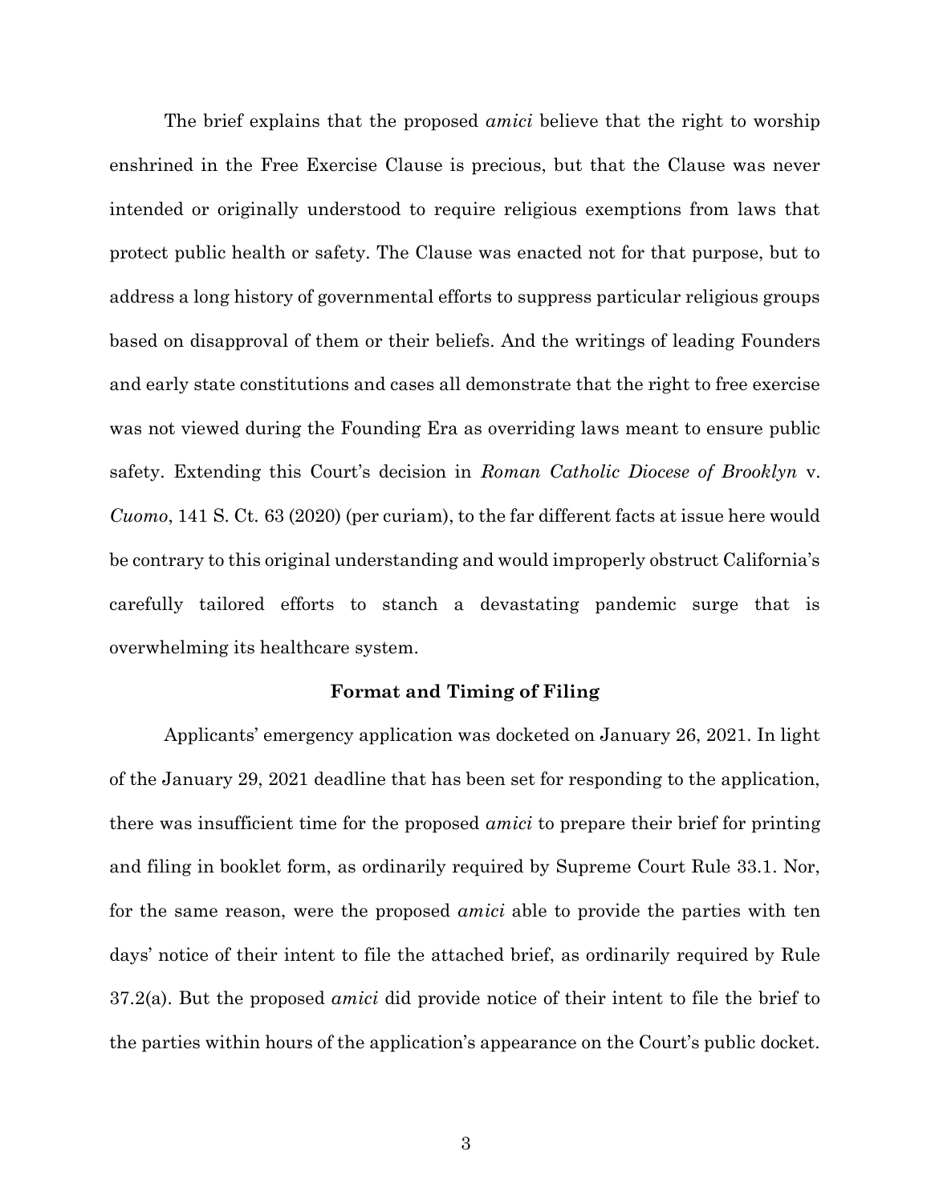The brief explains that the proposed *amici* believe that the right to worship enshrined in the Free Exercise Clause is precious, but that the Clause was never intended or originally understood to require religious exemptions from laws that protect public health or safety. The Clause was enacted not for that purpose, but to address a long history of governmental efforts to suppress particular religious groups based on disapproval of them or their beliefs. And the writings of leading Founders and early state constitutions and cases all demonstrate that the right to free exercise was not viewed during the Founding Era as overriding laws meant to ensure public safety. Extending this Court's decision in *Roman Catholic Diocese of Brooklyn* v. *Cuomo*, 141 S. Ct. 63 (2020) (per curiam), to the far different facts at issue here would be contrary to this original understanding and would improperly obstruct California's carefully tailored efforts to stanch a devastating pandemic surge that is overwhelming its healthcare system.

**Format and Timing of Filing**

Applicants' emergency application was docketed on January 26, 2021. In light of the January 29, 2021 deadline that has been set for responding to the application, there was insufficient time for the proposed *amici* to prepare their brief for printing and filing in booklet form, as ordinarily required by Supreme Court Rule 33.1. Nor, for the same reason, were the proposed *amici* able to provide the parties with ten days' notice of their intent to file the attached brief, as ordinarily required by Rule 37.2(a). But the proposed *amici* did provide notice of their intent to file the brief to the parties within hours of the application's appearance on the Court's public docket.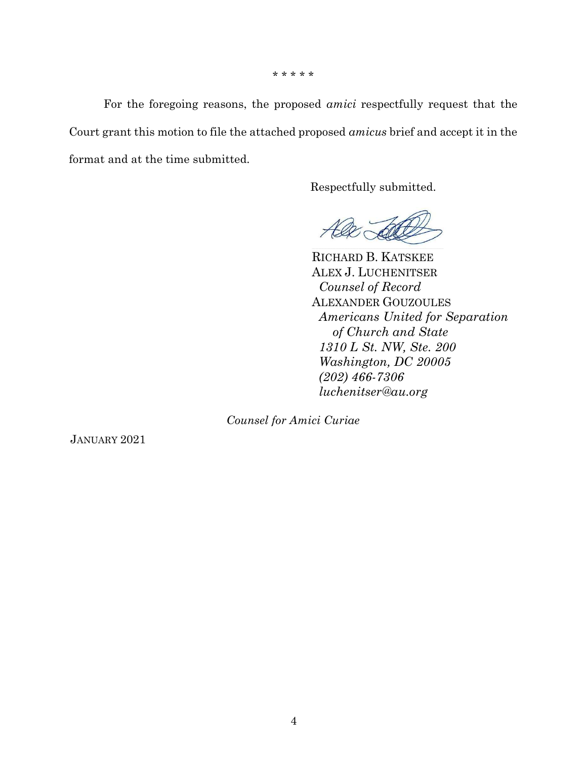\* \* \* \* \*

For the foregoing reasons, the proposed *amici* respectfully request that the Court grant this motion to file the attached proposed *amicus* brief and accept it in the format and at the time submitted.

Respectfully submitted.

RICHARD B. KATSKEE
ALEX J. LUCHENITSER
*Counsel of Record*
ALEXANDER GOUZOULES
*Americans United for Separation of Church and State*
*1310 L St. NW, Ste. 200*
*Washington, DC 20005*
*(202) 466-7306*
*luchenitser@au.org*

*Counsel for Amici Curiae*

JANUARY 2021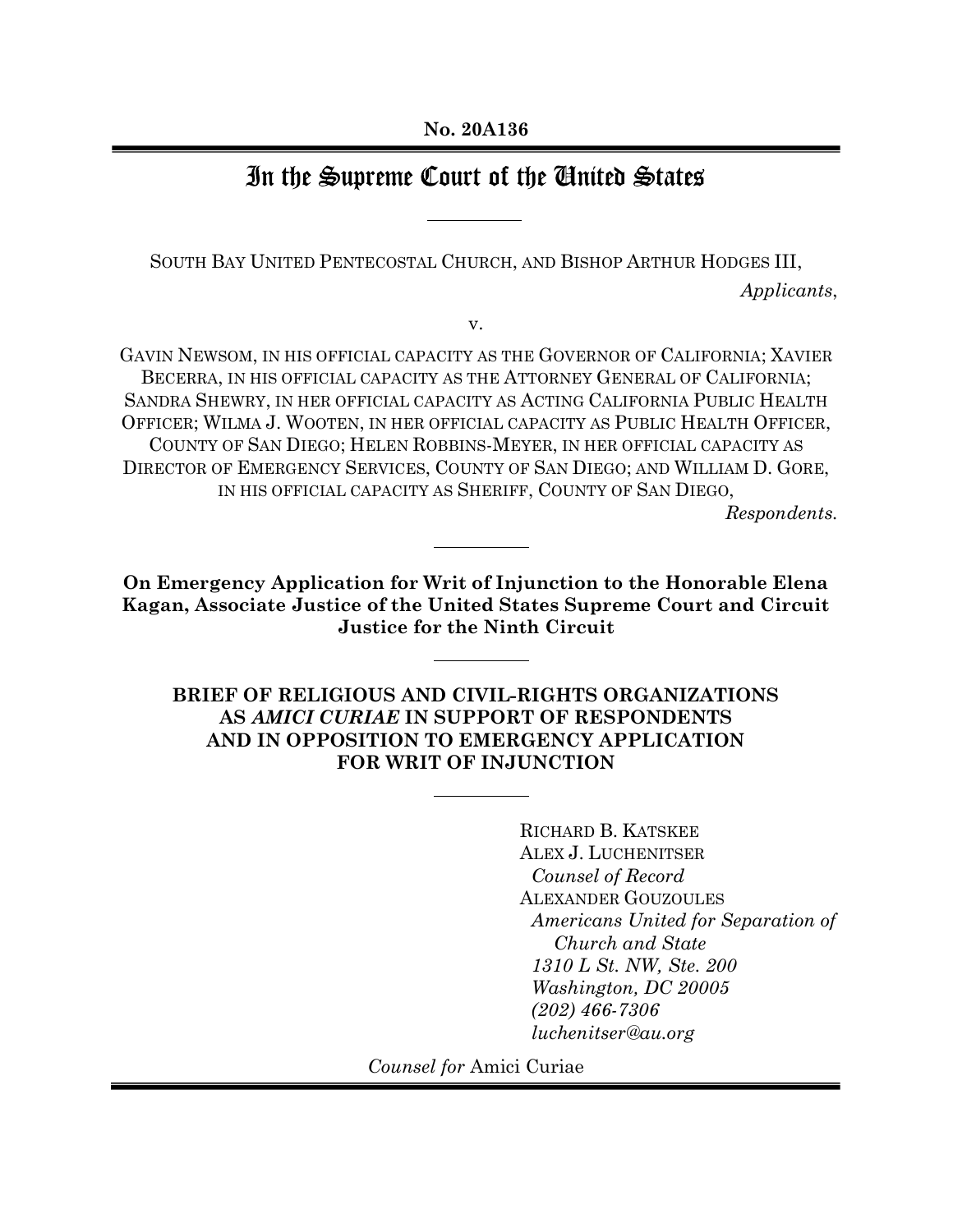No. 20A136

# In the Supreme Court of the United States

SOUTH BAY UNITED PENTECOSTAL CHURCH, AND BISHOP ARTHUR HODGES III,

*Applicants*,

v.

GAVIN NEWSOM, IN HIS OFFICIAL CAPACITY AS THE GOVERNOR OF CALIFORNIA; XAVIER BECERRA, IN HIS OFFICIAL CAPACITY AS THE ATTORNEY GENERAL OF CALIFORNIA; SANDRA SHEWRY, IN HER OFFICIAL CAPACITY AS ACTING CALIFORNIA PUBLIC HEALTH OFFICER; WILMA J. WOOTEN, IN HER OFFICIAL CAPACITY AS PUBLIC HEALTH OFFICER, COUNTY OF SAN DIEGO; HELEN ROBBINS-MEYER, IN HER OFFICIAL CAPACITY AS DIRECTOR OF EMERGENCY SERVICES, COUNTY OF SAN DIEGO; AND WILLIAM D. GORE, IN HIS OFFICIAL CAPACITY AS SHERIFF, COUNTY OF SAN DIEGO,

*Respondents.*

**On Emergency Application for Writ of Injunction to the Honorable Elena Kagan, Associate Justice of the United States Supreme Court and Circuit Justice for the Ninth Circuit**

**BRIEF OF RELIGIOUS AND CIVIL-RIGHTS ORGANIZATIONS AS *AMICI CURIAE* IN SUPPORT OF RESPONDENTS AND IN OPPOSITION TO EMERGENCY APPLICATION FOR WRIT OF INJUNCTION**

RICHARD B. KATSKEE
ALEX J. LUCHENITSER
*Counsel of Record*
ALEXANDER GOUZOULES
*Americans United for Separation of Church and State*
*1310 L St. NW, Ste. 200*
*Washington, DC 20005*
*(202) 466-7306*
*luchenitser@au.org*

*Counsel for* Amici Curiae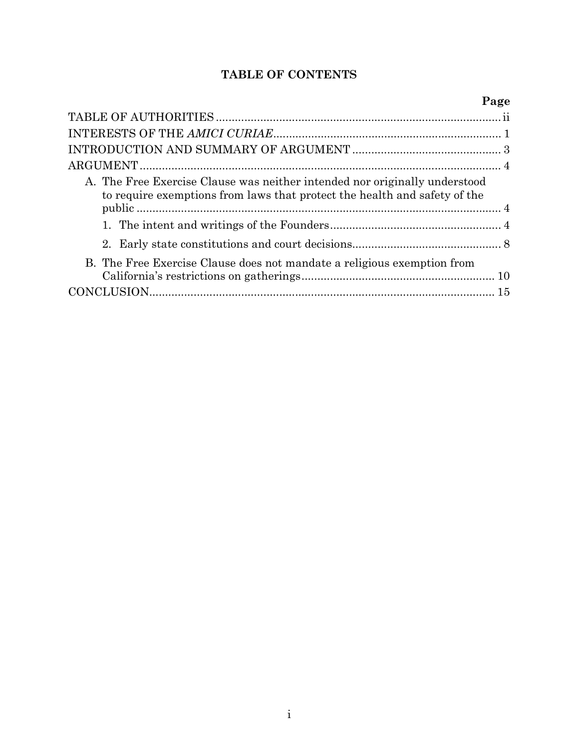## TABLE OF CONTENTS

| | Page |
|---|---|
| TABLE OF AUTHORITIES | ii |
| INTERESTS OF THE *AMICI CURIAE* | 1 |
| INTRODUCTION AND SUMMARY OF ARGUMENT | 3 |
| ARGUMENT | 4 |
| A. The Free Exercise Clause was neither intended nor originally understood to require exemptions from laws that protect the health and safety of the public | 4 |
| 1. The intent and writings of the Founders | 4 |
| 2. Early state constitutions and court decisions | 8 |
| B. The Free Exercise Clause does not mandate a religious exemption from California's restrictions on gatherings | 10 |
| CONCLUSION | 15 |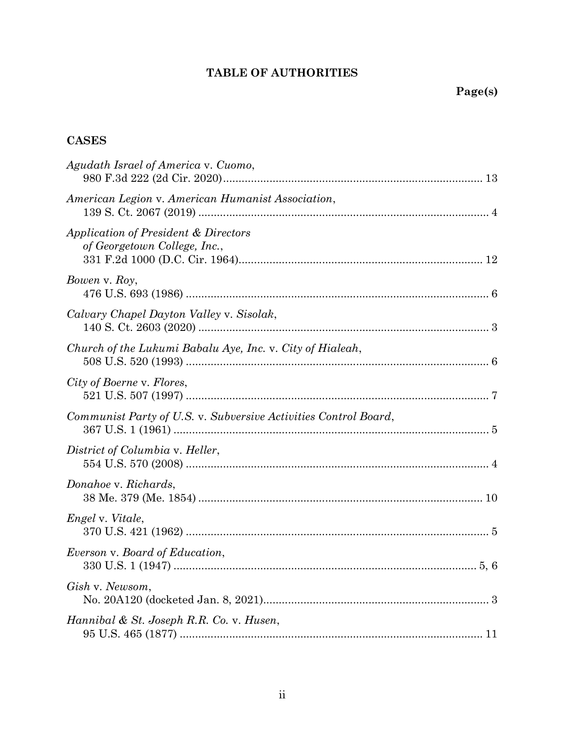# TABLE OF AUTHORITIES

**Page(s)**

## CASES

*Agudath Israel of America* v. *Cuomo*,
980 F.3d 222 (2d Cir. 2020) ........ 13

*American Legion* v. *American Humanist Association*,
139 S. Ct. 2067 (2019) ........ 4

*Application of President & Directors of Georgetown College, Inc.*,
331 F.2d 1000 (D.C. Cir. 1964) ........ 12

*Bowen* v. *Roy*,
476 U.S. 693 (1986) ........ 6

*Calvary Chapel Dayton Valley* v. *Sisolak*,
140 S. Ct. 2603 (2020) ........ 3

*Church of the Lukumi Babalu Aye, Inc.* v. *City of Hialeah*,
508 U.S. 520 (1993) ........ 6

*City of Boerne* v. *Flores*,
521 U.S. 507 (1997) ........ 7

*Communist Party of U.S.* v. *Subversive Activities Control Board*,
367 U.S. 1 (1961) ........ 5

*District of Columbia* v. *Heller*,
554 U.S. 570 (2008) ........ 4

*Donahoe* v. *Richards*,
38 Me. 379 (Me. 1854) ........ 10

*Engel* v. *Vitale*,
370 U.S. 421 (1962) ........ 5

*Everson* v. *Board of Education*,
330 U.S. 1 (1947) ........ 5, 6

*Gish* v. *Newsom*,
No. 20A120 (docketed Jan. 8, 2021) ........ 3

*Hannibal & St. Joseph R.R. Co.* v. *Husen*,
95 U.S. 465 (1877) ........ 11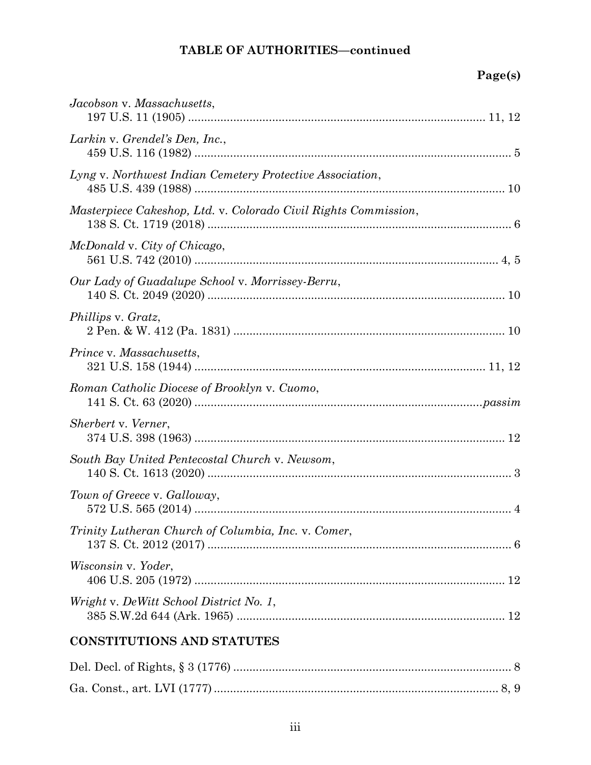**TABLE OF AUTHORITIES—continued**

**Page(s)**

*Jacobson* v. *Massachusetts*,
197 U.S. 11 (1905) ........................................................................................ 11, 12

*Larkin* v. *Grendel's Den, Inc.*,
459 U.S. 116 (1982) ............................................................................................... 5

*Lyng* v. *Northwest Indian Cemetery Protective Association*,
485 U.S. 439 (1988) ............................................................................................. 10

*Masterpiece Cakeshop, Ltd.* v. *Colorado Civil Rights Commission*,
138 S. Ct. 1719 (2018) ........................................................................................... 6

*McDonald* v. *City of Chicago*,
561 U.S. 742 (2010) ........................................................................................... 4, 5

*Our Lady of Guadalupe School* v. *Morrissey-Berru*,
140 S. Ct. 2049 (2020) ......................................................................................... 10

*Phillips* v. *Gratz*,
2 Pen. & W. 412 (Pa. 1831) ................................................................................. 10

*Prince* v. *Massachusetts*,
321 U.S. 158 (1944) ...................................................................................... 11, 12

*Roman Catholic Diocese of Brooklyn* v. *Cuomo*,
141 S. Ct. 63 (2020) ..................................................................................... *passim*

*Sherbert* v. *Verner*,
374 U.S. 398 (1963) ............................................................................................. 12

*South Bay United Pentecostal Church* v. *Newsom*,
140 S. Ct. 1613 (2020) ........................................................................................... 3

*Town of Greece* v. *Galloway*,
572 U.S. 565 (2014) ............................................................................................... 4

*Trinity Lutheran Church of Columbia, Inc.* v. *Comer*,
137 S. Ct. 2012 (2017) ........................................................................................... 6

*Wisconsin* v. *Yoder*,
406 U.S. 205 (1972) ............................................................................................. 12

*Wright* v. *DeWitt School District No. 1*,
385 S.W.2d 644 (Ark. 1965) ................................................................................ 12

## CONSTITUTIONS AND STATUTES

Del. Decl. of Rights, § 3 (1776) ................................................................................... 8

Ga. Const., art. LVI (1777) ...................................................................................... 8, 9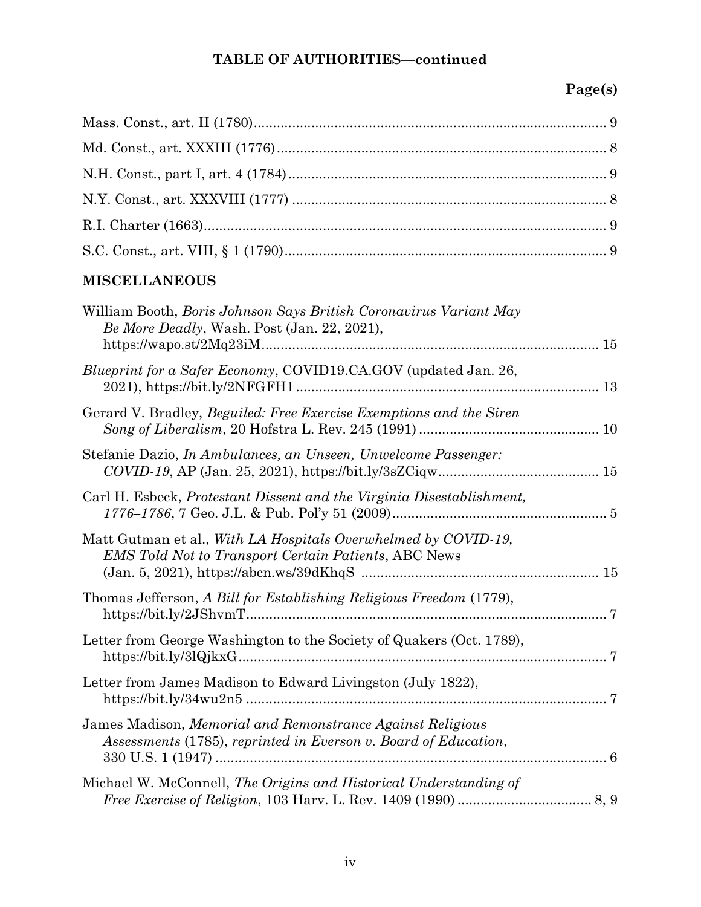**TABLE OF AUTHORITIES—continued**

**Page(s)**

Mass. Const., art. II (1780) .......... 9

Md. Const., art. XXXIII (1776) .......... 8

N.H. Const., part I, art. 4 (1784) .......... 9

N.Y. Const., art. XXXVIII (1777) .......... 8

R.I. Charter (1663) .......... 9

S.C. Const., art. VIII, § 1 (1790) .......... 9

## MISCELLANEOUS

William Booth, *Boris Johnson Says British Coronavirus Variant May Be More Deadly*, Wash. Post (Jan. 22, 2021), https://wapo.st/2Mq23iM .......... 15

*Blueprint for a Safer Economy*, COVID19.CA.GOV (updated Jan. 26, 2021), https://bit.ly/2NFGFH1 .......... 13

Gerard V. Bradley, *Beguiled: Free Exercise Exemptions and the Siren Song of Liberalism*, 20 Hofstra L. Rev. 245 (1991) .......... 10

Stefanie Dazio, *In Ambulances, an Unseen, Unwelcome Passenger: COVID-19*, AP (Jan. 25, 2021), https://bit.ly/3sZCiqw .......... 15

Carl H. Esbeck, *Protestant Dissent and the Virginia Disestablishment, 1776–1786*, 7 Geo. J.L. & Pub. Pol'y 51 (2009) .......... 5

Matt Gutman et al., *With LA Hospitals Overwhelmed by COVID-19, EMS Told Not to Transport Certain Patients*, ABC News (Jan. 5, 2021), https://abcn.ws/39dKhqS .......... 15

Thomas Jefferson, *A Bill for Establishing Religious Freedom* (1779), https://bit.ly/2JShvmT .......... 7

Letter from George Washington to the Society of Quakers (Oct. 1789), https://bit.ly/3lQjkxG .......... 7

Letter from James Madison to Edward Livingston (July 1822), https://bit.ly/34wu2n5 .......... 7

James Madison, *Memorial and Remonstrance Against Religious Assessments* (1785), *reprinted in Everson v. Board of Education*, 330 U.S. 1 (1947) .......... 6

Michael W. McConnell, *The Origins and Historical Understanding of Free Exercise of Religion*, 103 Harv. L. Rev. 1409 (1990) .......... 8, 9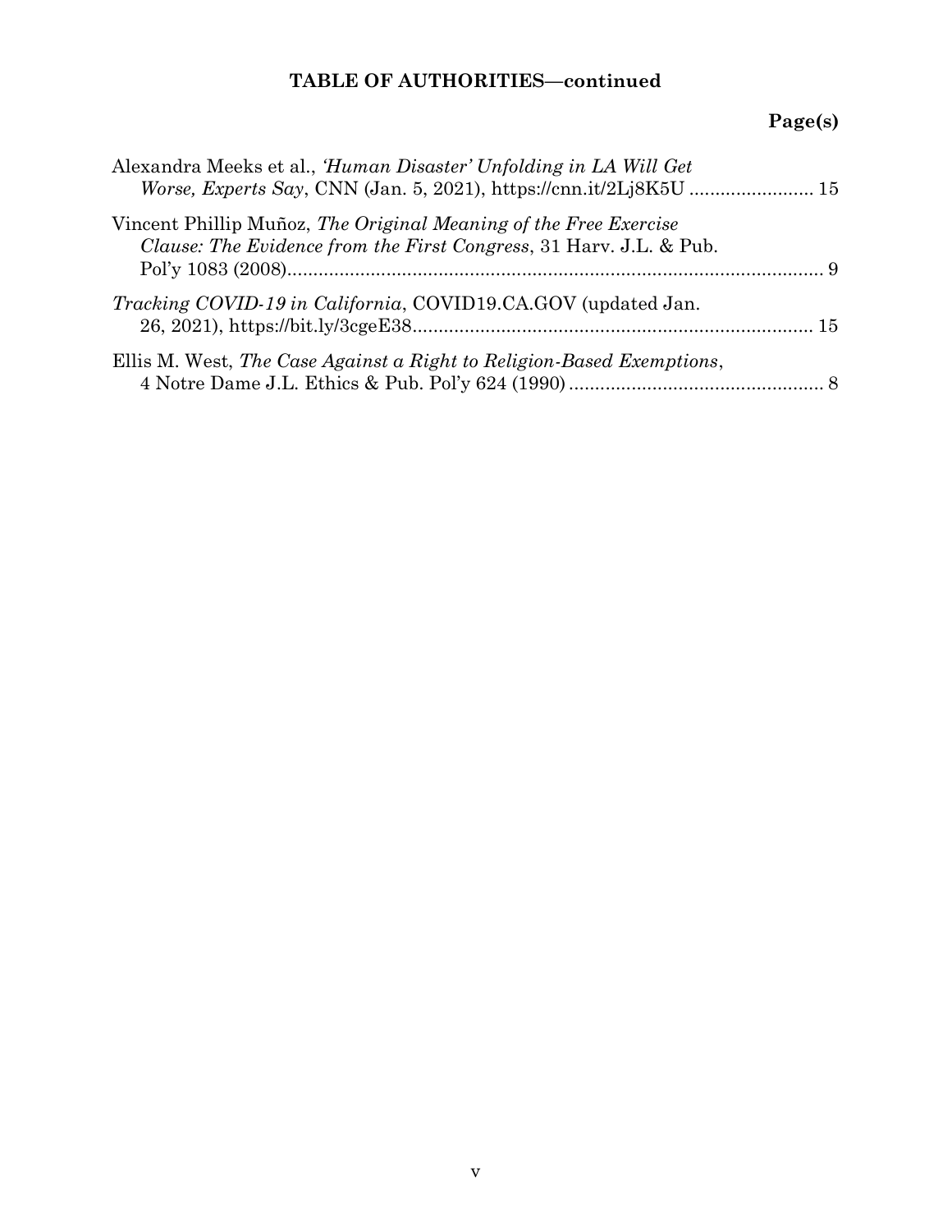**TABLE OF AUTHORITIES—continued**

**Page(s)**

Alexandra Meeks et al., *'Human Disaster' Unfolding in LA Will Get Worse, Experts Say*, CNN (Jan. 5, 2021), https://cnn.it/2Lj8K5U ........................ 15

Vincent Phillip Muñoz, *The Original Meaning of the Free Exercise Clause: The Evidence from the First Congress*, 31 Harv. J.L. & Pub. Pol'y 1083 (2008)........................................................................................ 9

*Tracking COVID-19 in California*, COVID19.CA.GOV (updated Jan. 26, 2021), https://bit.ly/3cgeE38............................................................................ 15

Ellis M. West, *The Case Against a Right to Religion-Based Exemptions*, 4 Notre Dame J.L. Ethics & Pub. Pol'y 624 (1990) ................................................. 8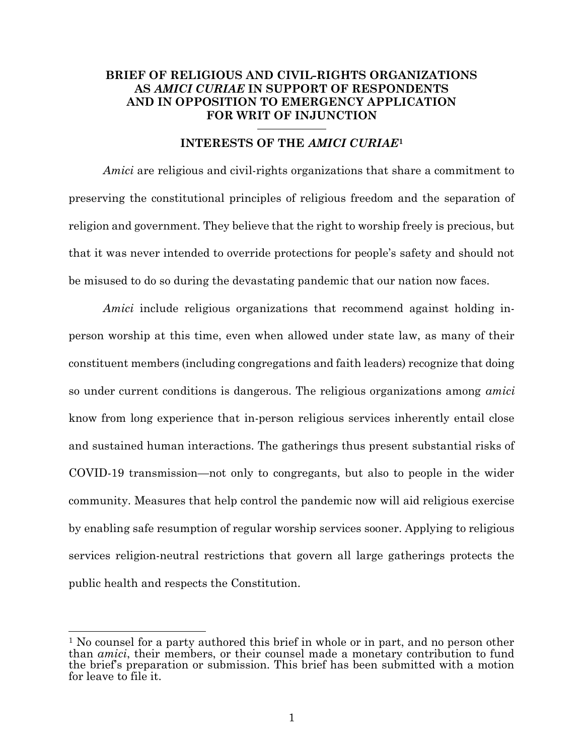**BRIEF OF RELIGIOUS AND CIVIL-RIGHTS ORGANIZATIONS AS *AMICI CURIAE* IN SUPPORT OF RESPONDENTS AND IN OPPOSITION TO EMERGENCY APPLICATION FOR WRIT OF INJUNCTION**

---

## INTERESTS OF THE *AMICI CURIAE*[1]

*Amici* are religious and civil-rights organizations that share a commitment to preserving the constitutional principles of religious freedom and the separation of religion and government. They believe that the right to worship freely is precious, but that it was never intended to override protections for people's safety and should not be misused to do so during the devastating pandemic that our nation now faces.

*Amici* include religious organizations that recommend against holding in-person worship at this time, even when allowed under state law, as many of their constituent members (including congregations and faith leaders) recognize that doing so under current conditions is dangerous. The religious organizations among *amici* know from long experience that in-person religious services inherently entail close and sustained human interactions. The gatherings thus present substantial risks of COVID-19 transmission—not only to congregants, but also to people in the wider community. Measures that help control the pandemic now will aid religious exercise by enabling safe resumption of regular worship services sooner. Applying to religious services religion-neutral restrictions that govern all large gatherings protects the public health and respects the Constitution.

---

[1] No counsel for a party authored this brief in whole or in part, and no person other than *amici*, their members, or their counsel made a monetary contribution to fund the brief's preparation or submission. This brief has been submitted with a motion for leave to file it.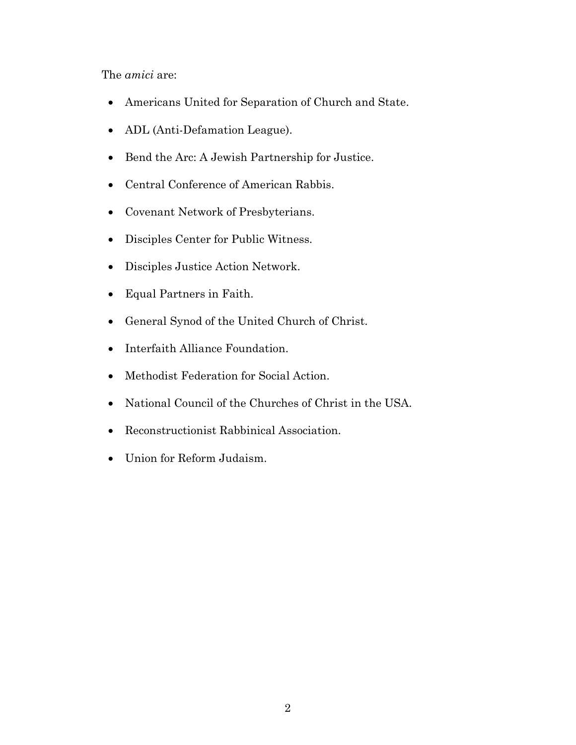The *amici* are:

- Americans United for Separation of Church and State.
- ADL (Anti-Defamation League).
- Bend the Arc: A Jewish Partnership for Justice.
- Central Conference of American Rabbis.
- Covenant Network of Presbyterians.
- Disciples Center for Public Witness.
- Disciples Justice Action Network.
- Equal Partners in Faith.
- General Synod of the United Church of Christ.
- Interfaith Alliance Foundation.
- Methodist Federation for Social Action.
- National Council of the Churches of Christ in the USA.
- Reconstructionist Rabbinical Association.
- Union for Reform Judaism.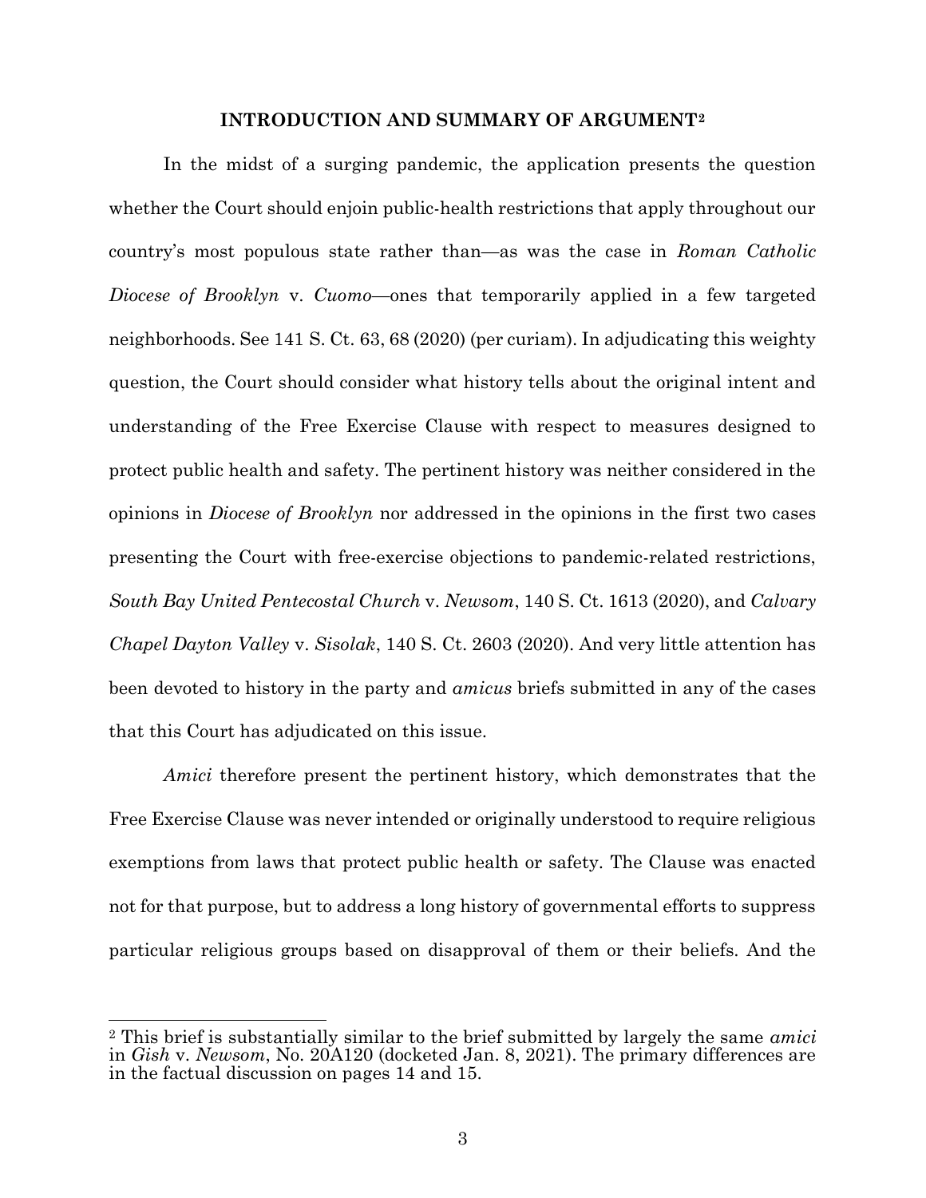## INTRODUCTION AND SUMMARY OF ARGUMENT[2]

In the midst of a surging pandemic, the application presents the question whether the Court should enjoin public-health restrictions that apply throughout our country's most populous state rather than—as was the case in *Roman Catholic Diocese of Brooklyn* v. *Cuomo*—ones that temporarily applied in a few targeted neighborhoods. See 141 S. Ct. 63, 68 (2020) (per curiam). In adjudicating this weighty question, the Court should consider what history tells about the original intent and understanding of the Free Exercise Clause with respect to measures designed to protect public health and safety. The pertinent history was neither considered in the opinions in *Diocese of Brooklyn* nor addressed in the opinions in the first two cases presenting the Court with free-exercise objections to pandemic-related restrictions, *South Bay United Pentecostal Church* v. *Newsom*, 140 S. Ct. 1613 (2020), and *Calvary Chapel Dayton Valley* v. *Sisolak*, 140 S. Ct. 2603 (2020). And very little attention has been devoted to history in the party and *amicus* briefs submitted in any of the cases that this Court has adjudicated on this issue.

*Amici* therefore present the pertinent history, which demonstrates that the Free Exercise Clause was never intended or originally understood to require religious exemptions from laws that protect public health or safety. The Clause was enacted not for that purpose, but to address a long history of governmental efforts to suppress particular religious groups based on disapproval of them or their beliefs. And the

[2] This brief is substantially similar to the brief submitted by largely the same *amici* in *Gish* v. *Newsom*, No. 20A120 (docketed Jan. 8, 2021). The primary differences are in the factual discussion on pages 14 and 15.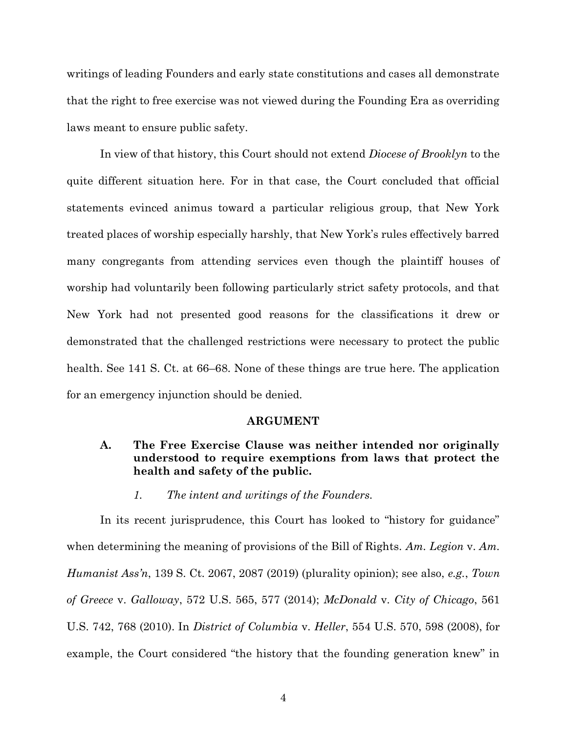writings of leading Founders and early state constitutions and cases all demonstrate that the right to free exercise was not viewed during the Founding Era as overriding laws meant to ensure public safety.

In view of that history, this Court should not extend *Diocese of Brooklyn* to the quite different situation here. For in that case, the Court concluded that official statements evinced animus toward a particular religious group, that New York treated places of worship especially harshly, that New York's rules effectively barred many congregants from attending services even though the plaintiff houses of worship had voluntarily been following particularly strict safety protocols, and that New York had not presented good reasons for the classifications it drew or demonstrated that the challenged restrictions were necessary to protect the public health. See 141 S. Ct. at 66–68. None of these things are true here. The application for an emergency injunction should be denied.

## ARGUMENT

### A. The Free Exercise Clause was neither intended nor originally understood to require exemptions from laws that protect the health and safety of the public.

#### *1. The intent and writings of the Founders.*

In its recent jurisprudence, this Court has looked to "history for guidance" when determining the meaning of provisions of the Bill of Rights. *Am. Legion* v. *Am. Humanist Ass'n*, 139 S. Ct. 2067, 2087 (2019) (plurality opinion); see also, *e.g.*, *Town of Greece* v. *Galloway*, 572 U.S. 565, 577 (2014); *McDonald* v. *City of Chicago*, 561 U.S. 742, 768 (2010). In *District of Columbia* v. *Heller*, 554 U.S. 570, 598 (2008), for example, the Court considered "the history that the founding generation knew" in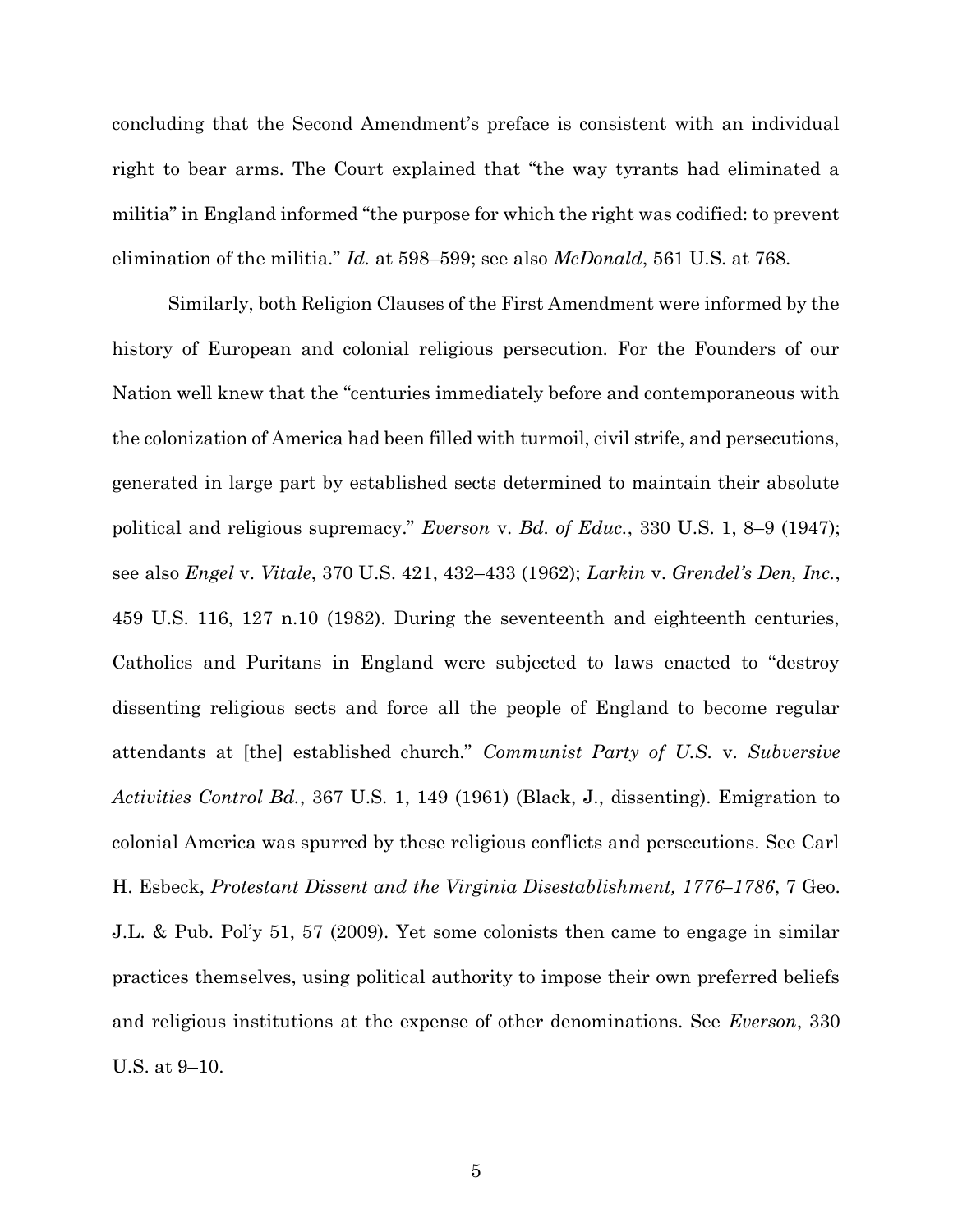concluding that the Second Amendment's preface is consistent with an individual right to bear arms. The Court explained that "the way tyrants had eliminated a militia" in England informed "the purpose for which the right was codified: to prevent elimination of the militia." *Id.* at 598–599; see also *McDonald*, 561 U.S. at 768.

Similarly, both Religion Clauses of the First Amendment were informed by the history of European and colonial religious persecution. For the Founders of our Nation well knew that the "centuries immediately before and contemporaneous with the colonization of America had been filled with turmoil, civil strife, and persecutions, generated in large part by established sects determined to maintain their absolute political and religious supremacy." *Everson* v. *Bd. of Educ.*, 330 U.S. 1, 8–9 (1947); see also *Engel* v. *Vitale*, 370 U.S. 421, 432–433 (1962); *Larkin* v. *Grendel's Den, Inc.*, 459 U.S. 116, 127 n.10 (1982). During the seventeenth and eighteenth centuries, Catholics and Puritans in England were subjected to laws enacted to "destroy dissenting religious sects and force all the people of England to become regular attendants at [the] established church." *Communist Party of U.S.* v. *Subversive Activities Control Bd.*, 367 U.S. 1, 149 (1961) (Black, J., dissenting). Emigration to colonial America was spurred by these religious conflicts and persecutions. See Carl H. Esbeck, *Protestant Dissent and the Virginia Disestablishment, 1776–1786*, 7 Geo. J.L. & Pub. Pol'y 51, 57 (2009). Yet some colonists then came to engage in similar practices themselves, using political authority to impose their own preferred beliefs and religious institutions at the expense of other denominations. See *Everson*, 330 U.S. at 9–10.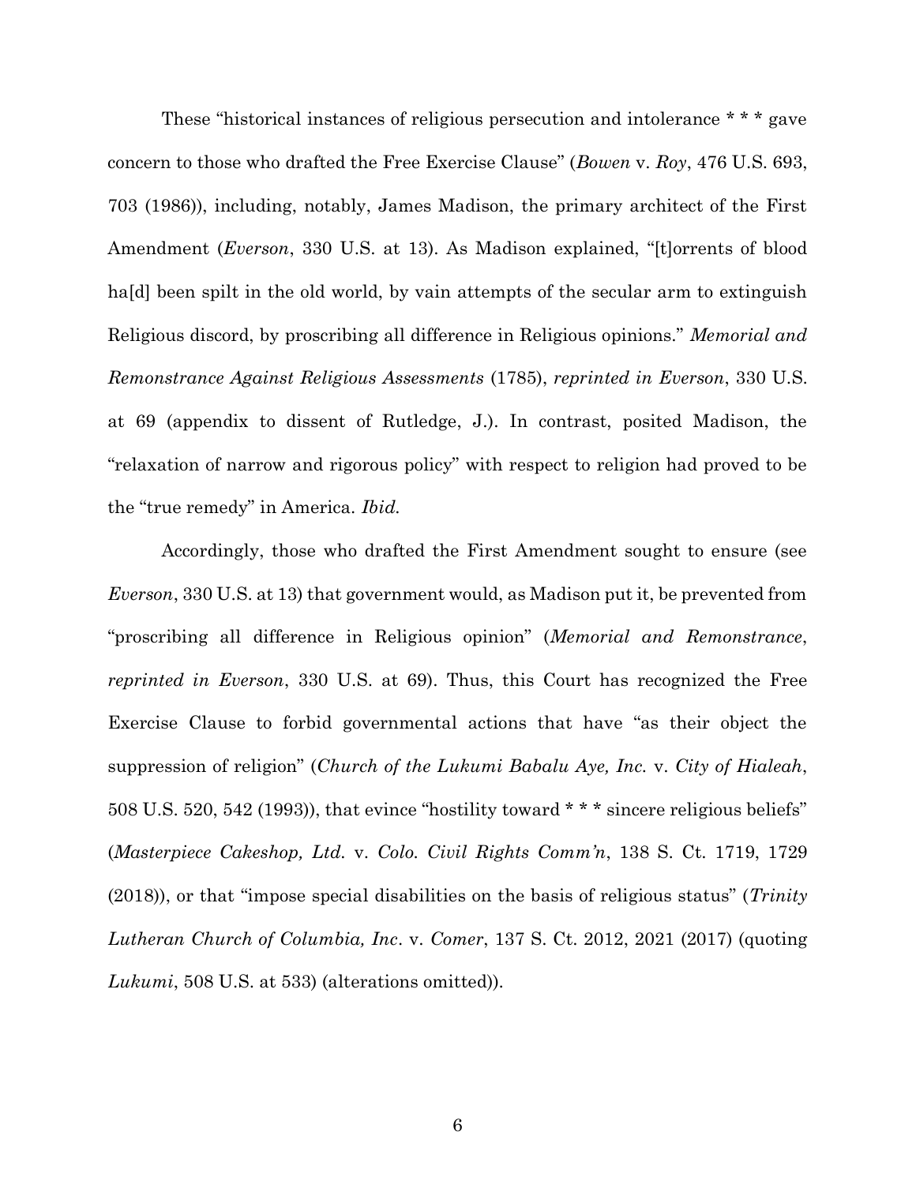These "historical instances of religious persecution and intolerance * * * gave concern to those who drafted the Free Exercise Clause" (*Bowen* v. *Roy*, 476 U.S. 693, 703 (1986)), including, notably, James Madison, the primary architect of the First Amendment (*Everson*, 330 U.S. at 13). As Madison explained, "[t]orrents of blood ha[d] been spilt in the old world, by vain attempts of the secular arm to extinguish Religious discord, by proscribing all difference in Religious opinions." *Memorial and Remonstrance Against Religious Assessments* (1785), *reprinted in Everson*, 330 U.S. at 69 (appendix to dissent of Rutledge, J.). In contrast, posited Madison, the "relaxation of narrow and rigorous policy" with respect to religion had proved to be the "true remedy" in America. *Ibid.*

Accordingly, those who drafted the First Amendment sought to ensure (see *Everson*, 330 U.S. at 13) that government would, as Madison put it, be prevented from "proscribing all difference in Religious opinion" (*Memorial and Remonstrance*, *reprinted in Everson*, 330 U.S. at 69). Thus, this Court has recognized the Free Exercise Clause to forbid governmental actions that have "as their object the suppression of religion" (*Church of the Lukumi Babalu Aye, Inc.* v. *City of Hialeah*, 508 U.S. 520, 542 (1993)), that evince "hostility toward * * * sincere religious beliefs" (*Masterpiece Cakeshop, Ltd.* v. *Colo. Civil Rights Comm'n*, 138 S. Ct. 1719, 1729 (2018)), or that "impose special disabilities on the basis of religious status" (*Trinity Lutheran Church of Columbia, Inc*. v. *Comer*, 137 S. Ct. 2012, 2021 (2017) (quoting *Lukumi*, 508 U.S. at 533) (alterations omitted)).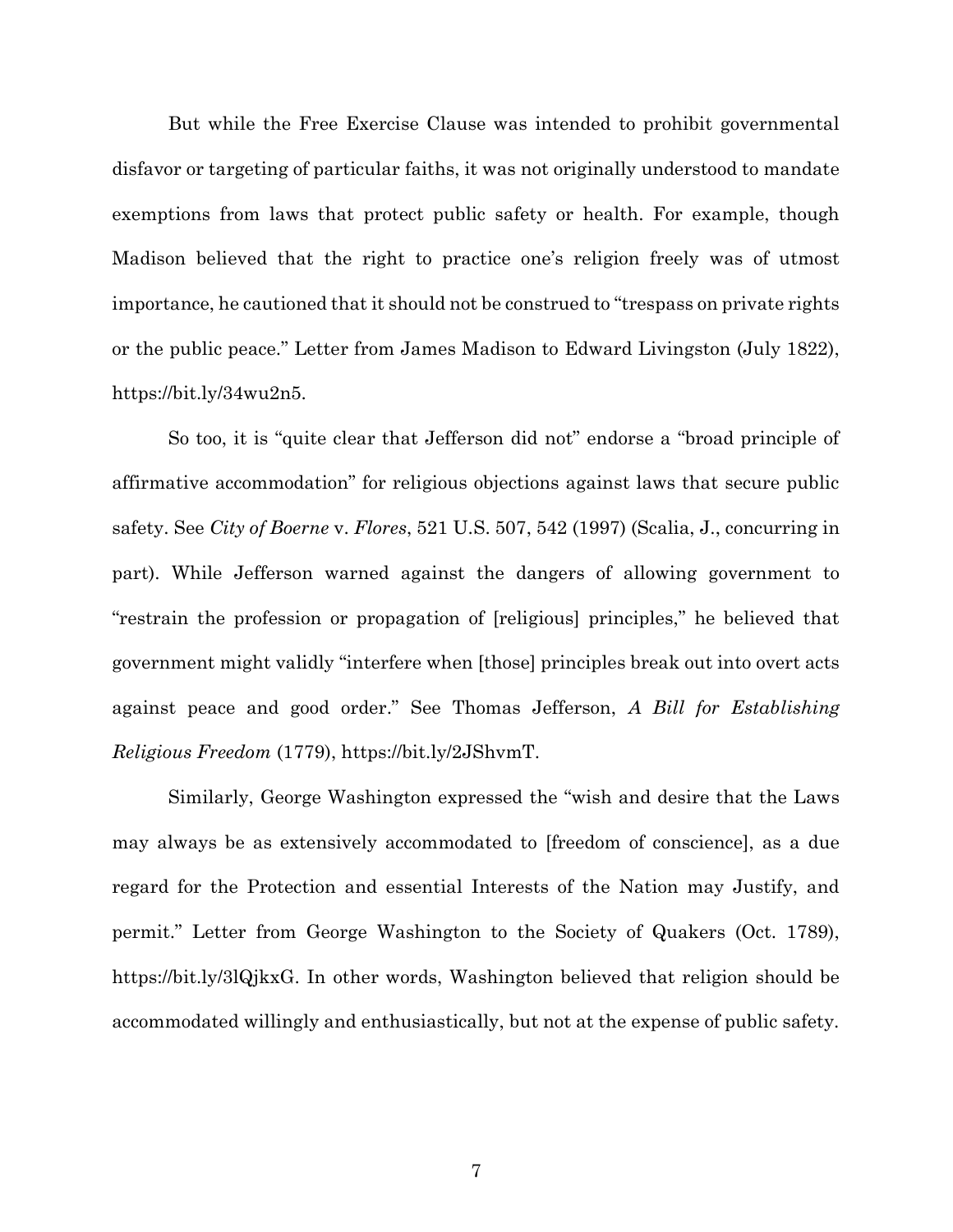But while the Free Exercise Clause was intended to prohibit governmental disfavor or targeting of particular faiths, it was not originally understood to mandate exemptions from laws that protect public safety or health. For example, though Madison believed that the right to practice one's religion freely was of utmost importance, he cautioned that it should not be construed to "trespass on private rights or the public peace." Letter from James Madison to Edward Livingston (July 1822), https://bit.ly/34wu2n5.

So too, it is "quite clear that Jefferson did not" endorse a "broad principle of affirmative accommodation" for religious objections against laws that secure public safety. See *City of Boerne* v. *Flores*, 521 U.S. 507, 542 (1997) (Scalia, J., concurring in part). While Jefferson warned against the dangers of allowing government to "restrain the profession or propagation of [religious] principles," he believed that government might validly "interfere when [those] principles break out into overt acts against peace and good order." See Thomas Jefferson, *A Bill for Establishing Religious Freedom* (1779), https://bit.ly/2JShvmT.

Similarly, George Washington expressed the "wish and desire that the Laws may always be as extensively accommodated to [freedom of conscience], as a due regard for the Protection and essential Interests of the Nation may Justify, and permit." Letter from George Washington to the Society of Quakers (Oct. 1789), https://bit.ly/3lQjkxG. In other words, Washington believed that religion should be accommodated willingly and enthusiastically, but not at the expense of public safety.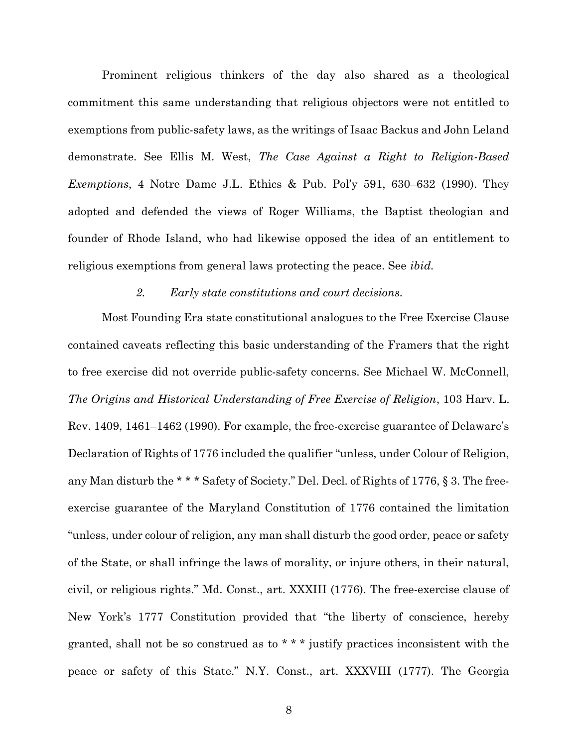Prominent religious thinkers of the day also shared as a theological commitment this same understanding that religious objectors were not entitled to exemptions from public-safety laws, as the writings of Isaac Backus and John Leland demonstrate. See Ellis M. West, *The Case Against a Right to Religion-Based Exemptions*, 4 Notre Dame J.L. Ethics & Pub. Pol'y 591, 630–632 (1990). They adopted and defended the views of Roger Williams, the Baptist theologian and founder of Rhode Island, who had likewise opposed the idea of an entitlement to religious exemptions from general laws protecting the peace. See *ibid.*

### *2. Early state constitutions and court decisions.*

Most Founding Era state constitutional analogues to the Free Exercise Clause contained caveats reflecting this basic understanding of the Framers that the right to free exercise did not override public-safety concerns. See Michael W. McConnell, *The Origins and Historical Understanding of Free Exercise of Religion*, 103 Harv. L. Rev. 1409, 1461–1462 (1990). For example, the free-exercise guarantee of Delaware's Declaration of Rights of 1776 included the qualifier "unless, under Colour of Religion, any Man disturb the * * * Safety of Society." Del. Decl. of Rights of 1776, § 3. The free-exercise guarantee of the Maryland Constitution of 1776 contained the limitation "unless, under colour of religion, any man shall disturb the good order, peace or safety of the State, or shall infringe the laws of morality, or injure others, in their natural, civil, or religious rights." Md. Const., art. XXXIII (1776). The free-exercise clause of New York's 1777 Constitution provided that "the liberty of conscience, hereby granted, shall not be so construed as to * * * justify practices inconsistent with the peace or safety of this State." N.Y. Const., art. XXXVIII (1777). The Georgia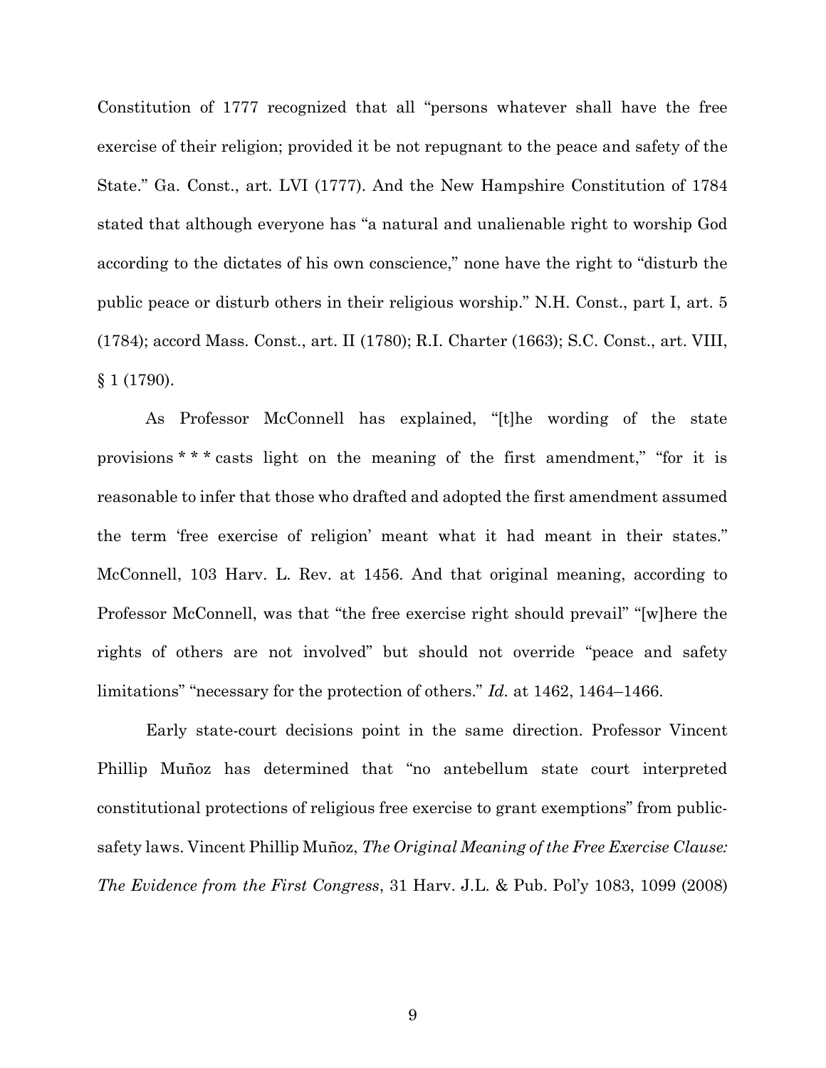Constitution of 1777 recognized that all "persons whatever shall have the free exercise of their religion; provided it be not repugnant to the peace and safety of the State." Ga. Const., art. LVI (1777). And the New Hampshire Constitution of 1784 stated that although everyone has "a natural and unalienable right to worship God according to the dictates of his own conscience," none have the right to "disturb the public peace or disturb others in their religious worship." N.H. Const., part I, art. 5 (1784); accord Mass. Const., art. II (1780); R.I. Charter (1663); S.C. Const., art. VIII, § 1 (1790).

As Professor McConnell has explained, "[t]he wording of the state provisions * * * casts light on the meaning of the first amendment," "for it is reasonable to infer that those who drafted and adopted the first amendment assumed the term 'free exercise of religion' meant what it had meant in their states." McConnell, 103 Harv. L. Rev. at 1456. And that original meaning, according to Professor McConnell, was that "the free exercise right should prevail" "[w]here the rights of others are not involved" but should not override "peace and safety limitations" "necessary for the protection of others." *Id.* at 1462, 1464–1466.

Early state-court decisions point in the same direction. Professor Vincent Phillip Muñoz has determined that "no antebellum state court interpreted constitutional protections of religious free exercise to grant exemptions" from public-safety laws. Vincent Phillip Muñoz, *The Original Meaning of the Free Exercise Clause: The Evidence from the First Congress*, 31 Harv. J.L. & Pub. Pol'y 1083, 1099 (2008)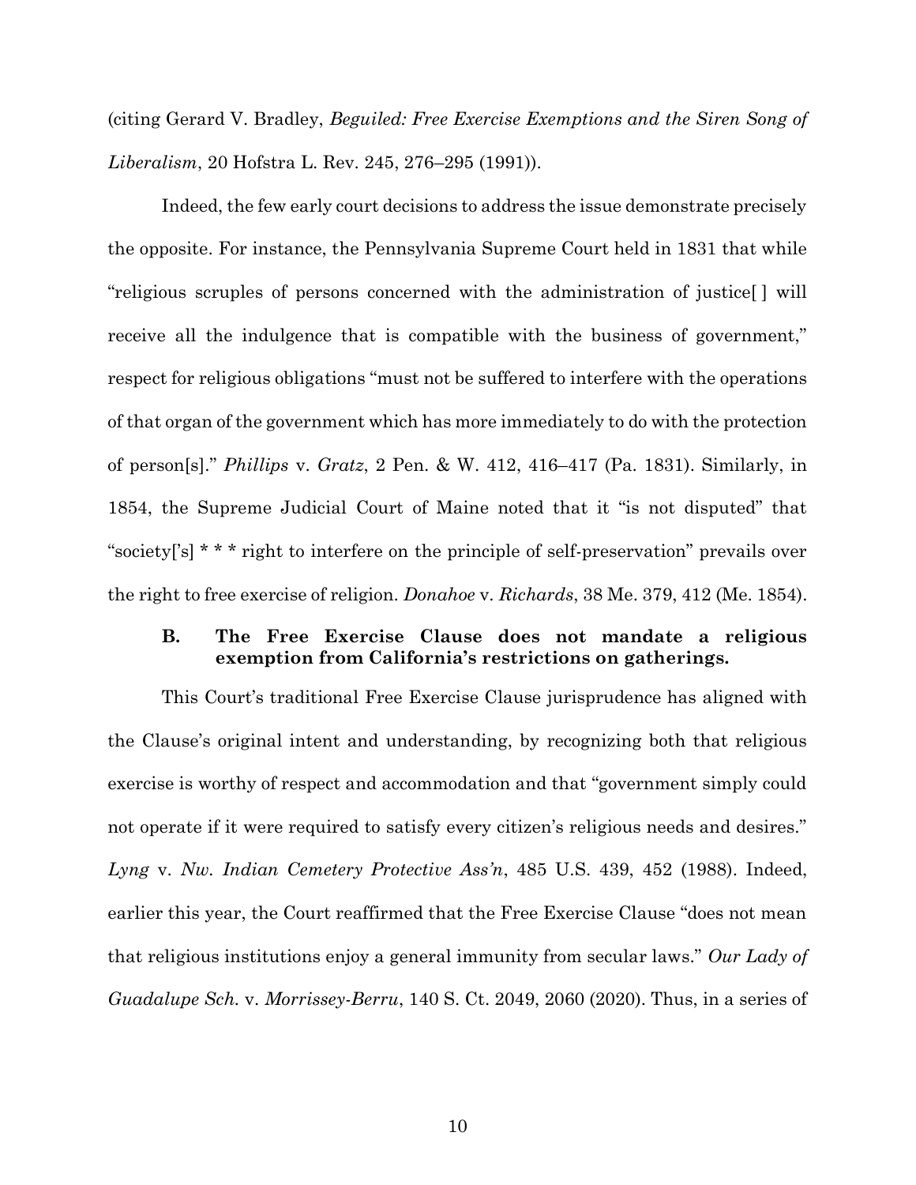(citing Gerard V. Bradley, *Beguiled: Free Exercise Exemptions and the Siren Song of Liberalism*, 20 Hofstra L. Rev. 245, 276–295 (1991)).

Indeed, the few early court decisions to address the issue demonstrate precisely the opposite. For instance, the Pennsylvania Supreme Court held in 1831 that while "religious scruples of persons concerned with the administration of justice[ ] will receive all the indulgence that is compatible with the business of government," respect for religious obligations "must not be suffered to interfere with the operations of that organ of the government which has more immediately to do with the protection of person[s]." *Phillips* v. *Gratz*, 2 Pen. & W. 412, 416–417 (Pa. 1831). Similarly, in 1854, the Supreme Judicial Court of Maine noted that it "is not disputed" that "society['s] * * * right to interfere on the principle of self-preservation" prevails over the right to free exercise of religion. *Donahoe* v. *Richards*, 38 Me. 379, 412 (Me. 1854).

### B. The Free Exercise Clause does not mandate a religious exemption from California's restrictions on gatherings.

This Court's traditional Free Exercise Clause jurisprudence has aligned with the Clause's original intent and understanding, by recognizing both that religious exercise is worthy of respect and accommodation and that "government simply could not operate if it were required to satisfy every citizen's religious needs and desires." *Lyng* v. *Nw. Indian Cemetery Protective Ass'n*, 485 U.S. 439, 452 (1988). Indeed, earlier this year, the Court reaffirmed that the Free Exercise Clause "does not mean that religious institutions enjoy a general immunity from secular laws." *Our Lady of Guadalupe Sch.* v. *Morrissey-Berru*, 140 S. Ct. 2049, 2060 (2020). Thus, in a series of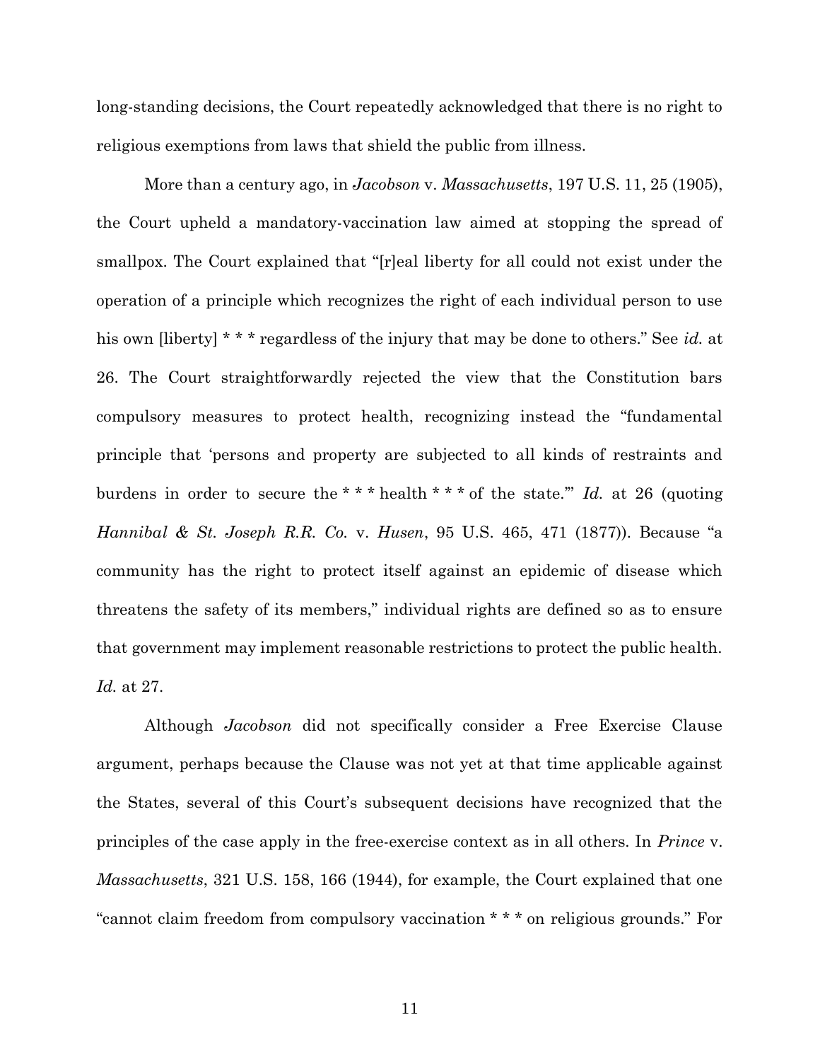long-standing decisions, the Court repeatedly acknowledged that there is no right to religious exemptions from laws that shield the public from illness.

More than a century ago, in *Jacobson* v. *Massachusetts*, 197 U.S. 11, 25 (1905), the Court upheld a mandatory-vaccination law aimed at stopping the spread of smallpox. The Court explained that "[r]eal liberty for all could not exist under the operation of a principle which recognizes the right of each individual person to use his own [liberty] * * * regardless of the injury that may be done to others." See *id.* at 26. The Court straightforwardly rejected the view that the Constitution bars compulsory measures to protect health, recognizing instead the "fundamental principle that 'persons and property are subjected to all kinds of restraints and burdens in order to secure the * * * health * * * of the state.'" *Id.* at 26 (quoting *Hannibal & St. Joseph R.R. Co.* v. *Husen*, 95 U.S. 465, 471 (1877)). Because "a community has the right to protect itself against an epidemic of disease which threatens the safety of its members," individual rights are defined so as to ensure that government may implement reasonable restrictions to protect the public health. *Id.* at 27.

Although *Jacobson* did not specifically consider a Free Exercise Clause argument, perhaps because the Clause was not yet at that time applicable against the States, several of this Court's subsequent decisions have recognized that the principles of the case apply in the free-exercise context as in all others. In *Prince* v. *Massachusetts*, 321 U.S. 158, 166 (1944), for example, the Court explained that one "cannot claim freedom from compulsory vaccination * * * on religious grounds." For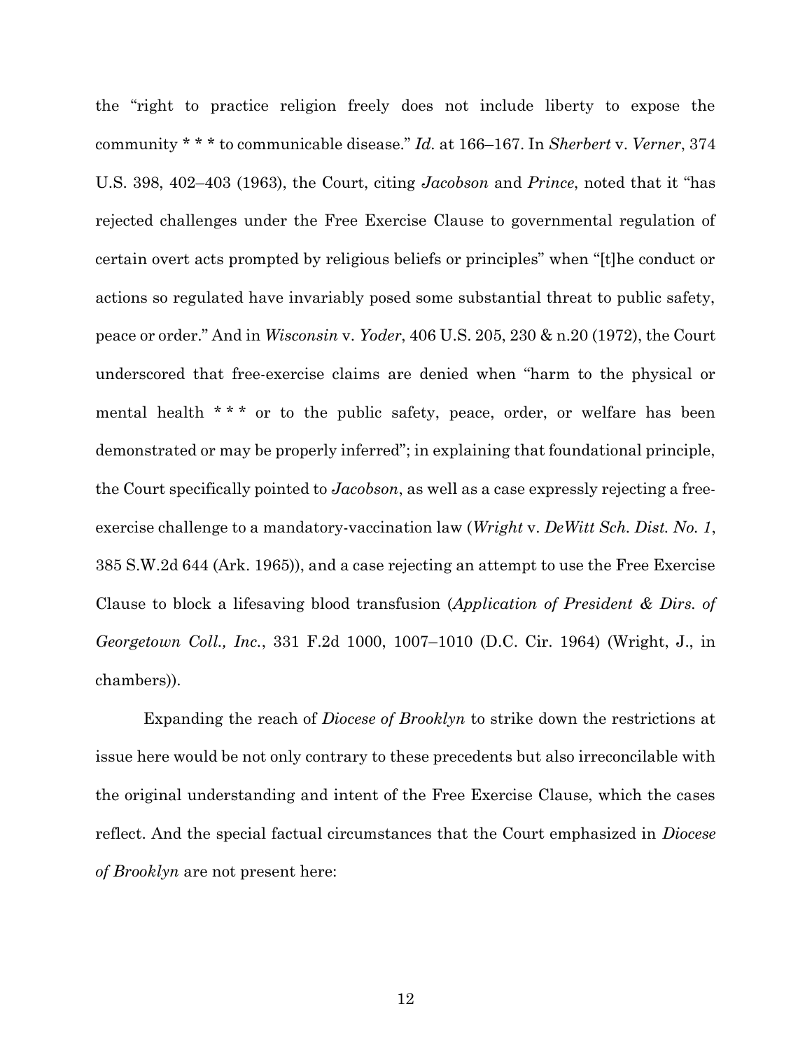the "right to practice religion freely does not include liberty to expose the community * * * to communicable disease." *Id.* at 166–167. In *Sherbert* v. *Verner*, 374 U.S. 398, 402–403 (1963), the Court, citing *Jacobson* and *Prince*, noted that it "has rejected challenges under the Free Exercise Clause to governmental regulation of certain overt acts prompted by religious beliefs or principles" when "[t]he conduct or actions so regulated have invariably posed some substantial threat to public safety, peace or order." And in *Wisconsin* v. *Yoder*, 406 U.S. 205, 230 & n.20 (1972), the Court underscored that free-exercise claims are denied when "harm to the physical or mental health * * * or to the public safety, peace, order, or welfare has been demonstrated or may be properly inferred"; in explaining that foundational principle, the Court specifically pointed to *Jacobson*, as well as a case expressly rejecting a free-exercise challenge to a mandatory-vaccination law (*Wright* v. *DeWitt Sch. Dist. No. 1*, 385 S.W.2d 644 (Ark. 1965)), and a case rejecting an attempt to use the Free Exercise Clause to block a lifesaving blood transfusion (*Application of President & Dirs. of Georgetown Coll., Inc.*, 331 F.2d 1000, 1007–1010 (D.C. Cir. 1964) (Wright, J., in chambers)).

Expanding the reach of *Diocese of Brooklyn* to strike down the restrictions at issue here would be not only contrary to these precedents but also irreconcilable with the original understanding and intent of the Free Exercise Clause, which the cases reflect. And the special factual circumstances that the Court emphasized in *Diocese of Brooklyn* are not present here: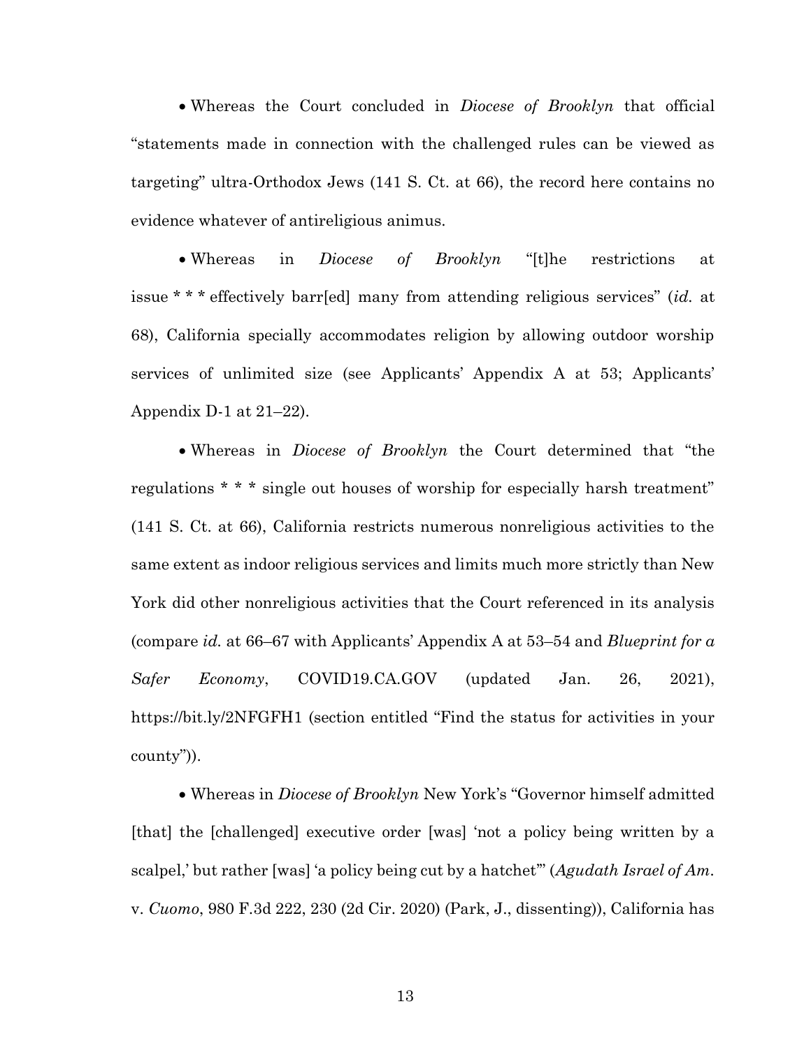- Whereas the Court concluded in *Diocese of Brooklyn* that official "statements made in connection with the challenged rules can be viewed as targeting" ultra-Orthodox Jews (141 S. Ct. at 66), the record here contains no evidence whatever of antireligious animus.

- Whereas in *Diocese of Brooklyn* "[t]he restrictions at issue * * * effectively barr[ed] many from attending religious services" (*id.* at 68), California specially accommodates religion by allowing outdoor worship services of unlimited size (see Applicants' Appendix A at 53; Applicants' Appendix D-1 at 21–22).

- Whereas in *Diocese of Brooklyn* the Court determined that "the regulations * * * single out houses of worship for especially harsh treatment" (141 S. Ct. at 66), California restricts numerous nonreligious activities to the same extent as indoor religious services and limits much more strictly than New York did other nonreligious activities that the Court referenced in its analysis (compare *id.* at 66–67 with Applicants' Appendix A at 53–54 and *Blueprint for a Safer Economy*, COVID19.CA.GOV (updated Jan. 26, 2021), https://bit.ly/2NFGFH1 (section entitled "Find the status for activities in your county")).

- Whereas in *Diocese of Brooklyn* New York's "Governor himself admitted [that] the [challenged] executive order [was] 'not a policy being written by a scalpel,' but rather [was] 'a policy being cut by a hatchet'" (*Agudath Israel of Am.* v. *Cuomo*, 980 F.3d 222, 230 (2d Cir. 2020) (Park, J., dissenting)), California has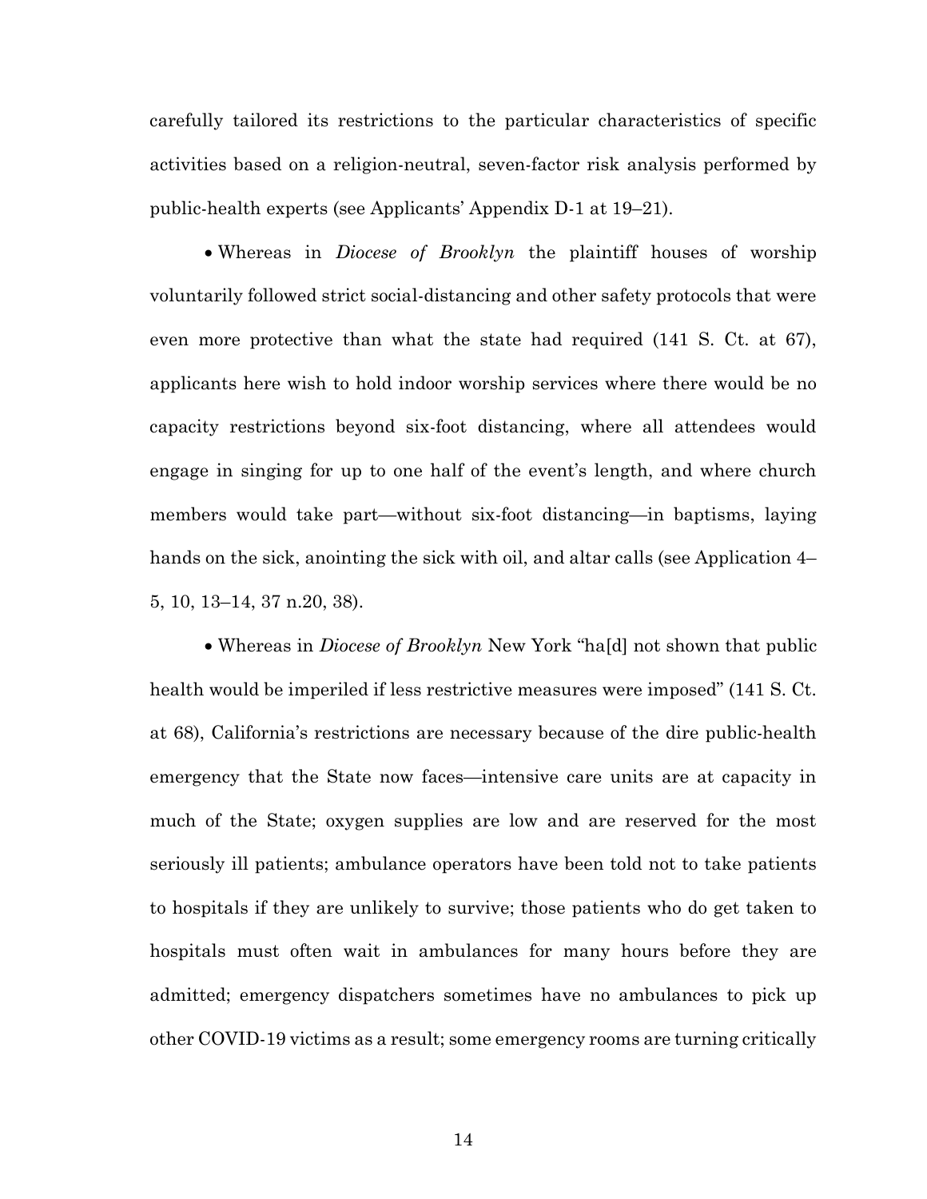carefully tailored its restrictions to the particular characteristics of specific activities based on a religion-neutral, seven-factor risk analysis performed by public-health experts (see Applicants' Appendix D-1 at 19–21).

- Whereas in *Diocese of Brooklyn* the plaintiff houses of worship voluntarily followed strict social-distancing and other safety protocols that were even more protective than what the state had required (141 S. Ct. at 67), applicants here wish to hold indoor worship services where there would be no capacity restrictions beyond six-foot distancing, where all attendees would engage in singing for up to one half of the event's length, and where church members would take part—without six-foot distancing—in baptisms, laying hands on the sick, anointing the sick with oil, and altar calls (see Application 4–5, 10, 13–14, 37 n.20, 38).

- Whereas in *Diocese of Brooklyn* New York "ha[d] not shown that public health would be imperiled if less restrictive measures were imposed" (141 S. Ct. at 68), California's restrictions are necessary because of the dire public-health emergency that the State now faces—intensive care units are at capacity in much of the State; oxygen supplies are low and are reserved for the most seriously ill patients; ambulance operators have been told not to take patients to hospitals if they are unlikely to survive; those patients who do get taken to hospitals must often wait in ambulances for many hours before they are admitted; emergency dispatchers sometimes have no ambulances to pick up other COVID-19 victims as a result; some emergency rooms are turning critically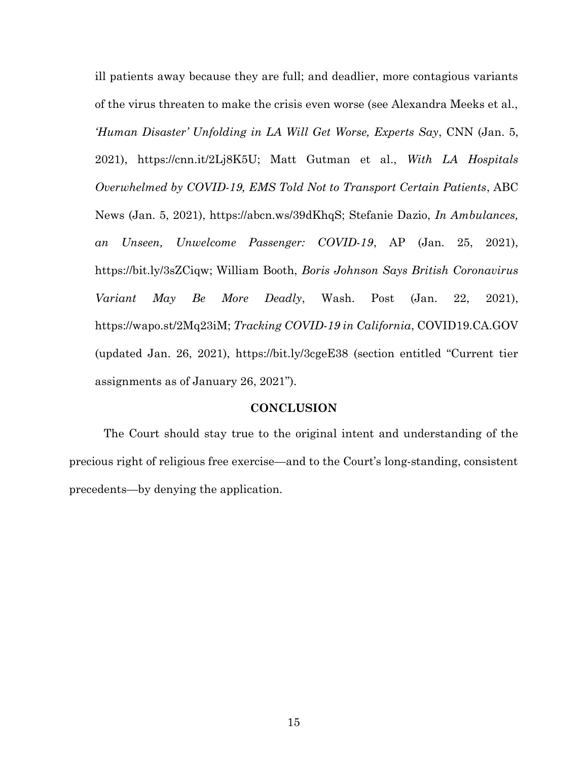ill patients away because they are full; and deadlier, more contagious variants of the virus threaten to make the crisis even worse (see Alexandra Meeks et al., *'Human Disaster' Unfolding in LA Will Get Worse, Experts Say*, CNN (Jan. 5, 2021), https://cnn.it/2Lj8K5U; Matt Gutman et al., *With LA Hospitals Overwhelmed by COVID-19, EMS Told Not to Transport Certain Patients*, ABC News (Jan. 5, 2021), https://abcn.ws/39dKhqS; Stefanie Dazio, *In Ambulances, an Unseen, Unwelcome Passenger: COVID-19*, AP (Jan. 25, 2021), https://bit.ly/3sZCiqw; William Booth, *Boris Johnson Says British Coronavirus Variant May Be More Deadly*, Wash. Post (Jan. 22, 2021), https://wapo.st/2Mq23iM; *Tracking COVID-19 in California*, COVID19.CA.GOV (updated Jan. 26, 2021), https://bit.ly/3cgeE38 (section entitled "Current tier assignments as of January 26, 2021").

## CONCLUSION

The Court should stay true to the original intent and understanding of the precious right of religious free exercise—and to the Court's long-standing, consistent precedents—by denying the application.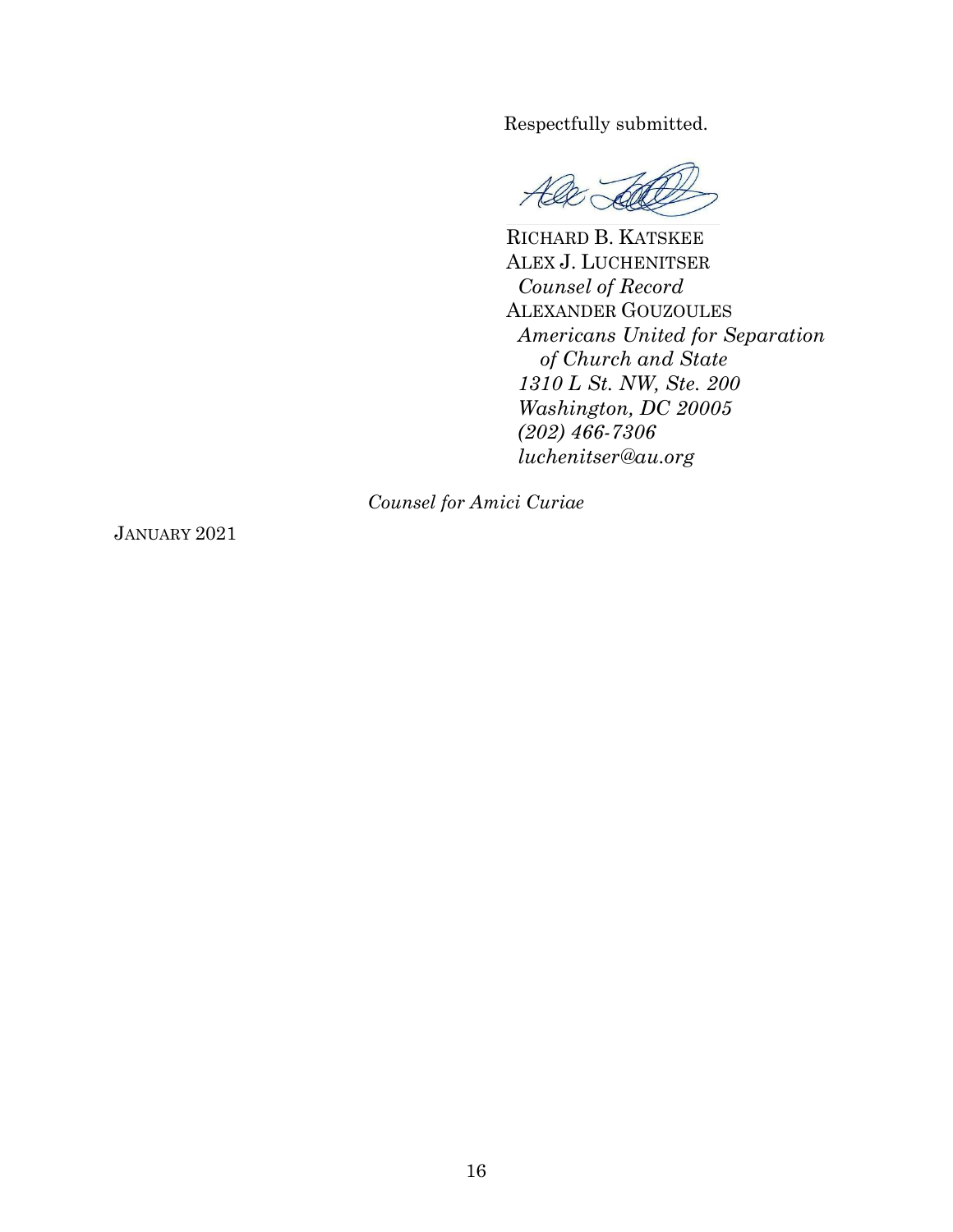Respectfully submitted.

RICHARD B. KATSKEE  
ALEX J. LUCHENITSER  
*Counsel of Record*  
ALEXANDER GOUZOULES  
*Americans United for Separation of Church and State*  
*1310 L St. NW, Ste. 200*  
*Washington, DC 20005*  
*(202) 466-7306*  
*luchenitser@au.org*

*Counsel for Amici Curiae*

JANUARY 2021